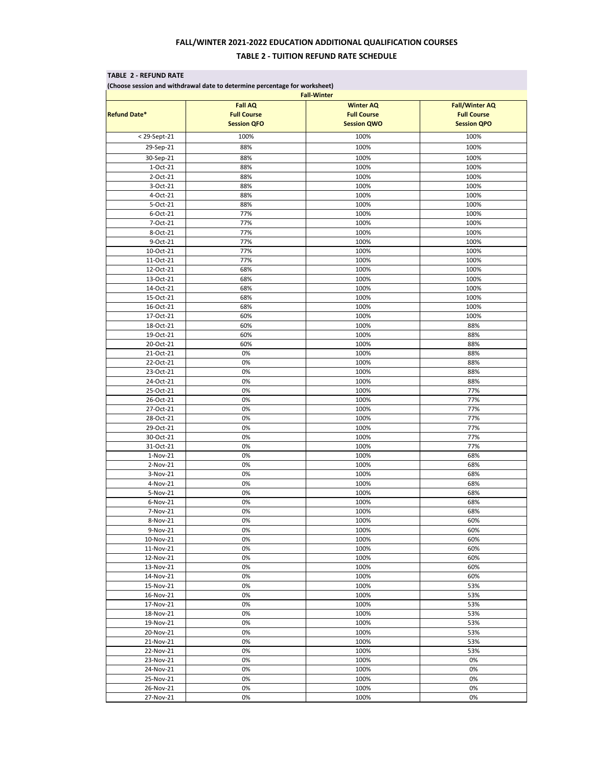# FALL/WINTER 2021-2022 EDUCATION ADDITIONAL QUALIFICATION COURSES

## TABLE 2 - TUITION REFUND RATE SCHEDULE

**TABLE 2 - REFUND RATE**

**(Choose session and withdrawal date to determine percentage for worksheet)**

| | Fall-Winter | | |
|---|---|---|---|
| **Refund Date*** | **Fall AQ Full Course Session QFO** | **Winter AQ Full Course Session QWO** | **Fall/Winter AQ Full Course Session QPO** |
| < 29-Sept-21 | 100% | 100% | 100% |
| 29-Sep-21 | 88% | 100% | 100% |
| 30-Sep-21 | 88% | 100% | 100% |
| 1-Oct-21 | 88% | 100% | 100% |
| 2-Oct-21 | 88% | 100% | 100% |
| 3-Oct-21 | 88% | 100% | 100% |
| 4-Oct-21 | 88% | 100% | 100% |
| 5-Oct-21 | 88% | 100% | 100% |
| 6-Oct-21 | 77% | 100% | 100% |
| 7-Oct-21 | 77% | 100% | 100% |
| 8-Oct-21 | 77% | 100% | 100% |
| 9-Oct-21 | 77% | 100% | 100% |
| 10-Oct-21 | 77% | 100% | 100% |
| 11-Oct-21 | 77% | 100% | 100% |
| 12-Oct-21 | 68% | 100% | 100% |
| 13-Oct-21 | 68% | 100% | 100% |
| 14-Oct-21 | 68% | 100% | 100% |
| 15-Oct-21 | 68% | 100% | 100% |
| 16-Oct-21 | 68% | 100% | 100% |
| 17-Oct-21 | 60% | 100% | 100% |
| 18-Oct-21 | 60% | 100% | 88% |
| 19-Oct-21 | 60% | 100% | 88% |
| 20-Oct-21 | 60% | 100% | 88% |
| 21-Oct-21 | 0% | 100% | 88% |
| 22-Oct-21 | 0% | 100% | 88% |
| 23-Oct-21 | 0% | 100% | 88% |
| 24-Oct-21 | 0% | 100% | 88% |
| 25-Oct-21 | 0% | 100% | 77% |
| 26-Oct-21 | 0% | 100% | 77% |
| 27-Oct-21 | 0% | 100% | 77% |
| 28-Oct-21 | 0% | 100% | 77% |
| 29-Oct-21 | 0% | 100% | 77% |
| 30-Oct-21 | 0% | 100% | 77% |
| 31-Oct-21 | 0% | 100% | 77% |
| 1-Nov-21 | 0% | 100% | 68% |
| 2-Nov-21 | 0% | 100% | 68% |
| 3-Nov-21 | 0% | 100% | 68% |
| 4-Nov-21 | 0% | 100% | 68% |
| 5-Nov-21 | 0% | 100% | 68% |
| 6-Nov-21 | 0% | 100% | 68% |
| 7-Nov-21 | 0% | 100% | 68% |
| 8-Nov-21 | 0% | 100% | 60% |
| 9-Nov-21 | 0% | 100% | 60% |
| 10-Nov-21 | 0% | 100% | 60% |
| 11-Nov-21 | 0% | 100% | 60% |
| 12-Nov-21 | 0% | 100% | 60% |
| 13-Nov-21 | 0% | 100% | 60% |
| 14-Nov-21 | 0% | 100% | 60% |
| 15-Nov-21 | 0% | 100% | 53% |
| 16-Nov-21 | 0% | 100% | 53% |
| 17-Nov-21 | 0% | 100% | 53% |
| 18-Nov-21 | 0% | 100% | 53% |
| 19-Nov-21 | 0% | 100% | 53% |
| 20-Nov-21 | 0% | 100% | 53% |
| 21-Nov-21 | 0% | 100% | 53% |
| 22-Nov-21 | 0% | 100% | 53% |
| 23-Nov-21 | 0% | 100% | 0% |
| 24-Nov-21 | 0% | 100% | 0% |
| 25-Nov-21 | 0% | 100% | 0% |
| 26-Nov-21 | 0% | 100% | 0% |
| 27-Nov-21 | 0% | 100% | 0% |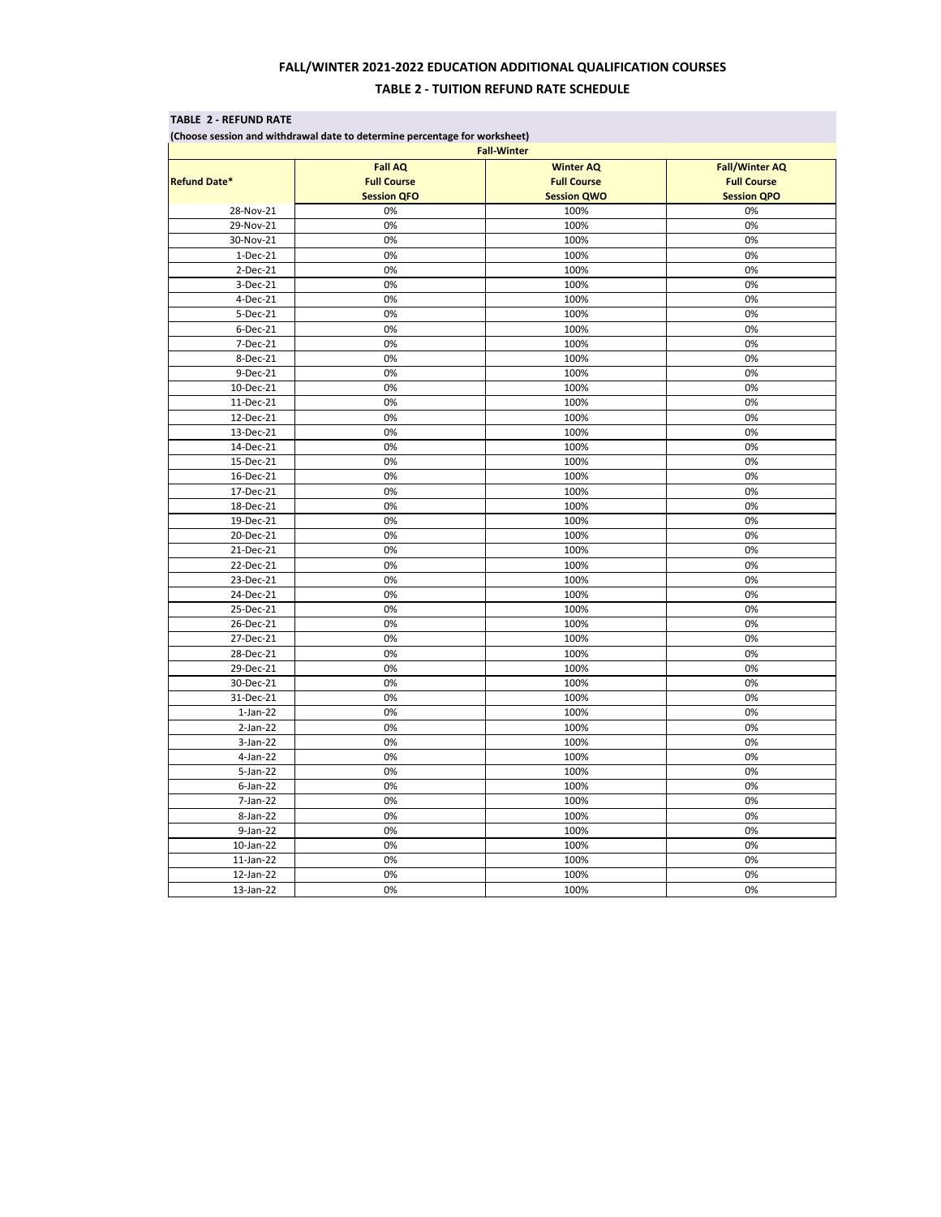# FALL/WINTER 2021-2022 EDUCATION ADDITIONAL QUALIFICATION COURSES

## TABLE 2 - TUITION REFUND RATE SCHEDULE

**TABLE 2 - REFUND RATE**

**(Choose session and withdrawal date to determine percentage for worksheet)**

| | Fall-Winter | | |
|---|---|---|---|
| **Refund Date*** | **Fall AQ Full Course Session QFO** | **Winter AQ Full Course Session QWO** | **Fall/Winter AQ Full Course Session QPO** |
| 28-Nov-21 | 0% | 100% | 0% |
| 29-Nov-21 | 0% | 100% | 0% |
| 30-Nov-21 | 0% | 100% | 0% |
| 1-Dec-21 | 0% | 100% | 0% |
| 2-Dec-21 | 0% | 100% | 0% |
| 3-Dec-21 | 0% | 100% | 0% |
| 4-Dec-21 | 0% | 100% | 0% |
| 5-Dec-21 | 0% | 100% | 0% |
| 6-Dec-21 | 0% | 100% | 0% |
| 7-Dec-21 | 0% | 100% | 0% |
| 8-Dec-21 | 0% | 100% | 0% |
| 9-Dec-21 | 0% | 100% | 0% |
| 10-Dec-21 | 0% | 100% | 0% |
| 11-Dec-21 | 0% | 100% | 0% |
| 12-Dec-21 | 0% | 100% | 0% |
| 13-Dec-21 | 0% | 100% | 0% |
| 14-Dec-21 | 0% | 100% | 0% |
| 15-Dec-21 | 0% | 100% | 0% |
| 16-Dec-21 | 0% | 100% | 0% |
| 17-Dec-21 | 0% | 100% | 0% |
| 18-Dec-21 | 0% | 100% | 0% |
| 19-Dec-21 | 0% | 100% | 0% |
| 20-Dec-21 | 0% | 100% | 0% |
| 21-Dec-21 | 0% | 100% | 0% |
| 22-Dec-21 | 0% | 100% | 0% |
| 23-Dec-21 | 0% | 100% | 0% |
| 24-Dec-21 | 0% | 100% | 0% |
| 25-Dec-21 | 0% | 100% | 0% |
| 26-Dec-21 | 0% | 100% | 0% |
| 27-Dec-21 | 0% | 100% | 0% |
| 28-Dec-21 | 0% | 100% | 0% |
| 29-Dec-21 | 0% | 100% | 0% |
| 30-Dec-21 | 0% | 100% | 0% |
| 31-Dec-21 | 0% | 100% | 0% |
| 1-Jan-22 | 0% | 100% | 0% |
| 2-Jan-22 | 0% | 100% | 0% |
| 3-Jan-22 | 0% | 100% | 0% |
| 4-Jan-22 | 0% | 100% | 0% |
| 5-Jan-22 | 0% | 100% | 0% |
| 6-Jan-22 | 0% | 100% | 0% |
| 7-Jan-22 | 0% | 100% | 0% |
| 8-Jan-22 | 0% | 100% | 0% |
| 9-Jan-22 | 0% | 100% | 0% |
| 10-Jan-22 | 0% | 100% | 0% |
| 11-Jan-22 | 0% | 100% | 0% |
| 12-Jan-22 | 0% | 100% | 0% |
| 13-Jan-22 | 0% | 100% | 0% |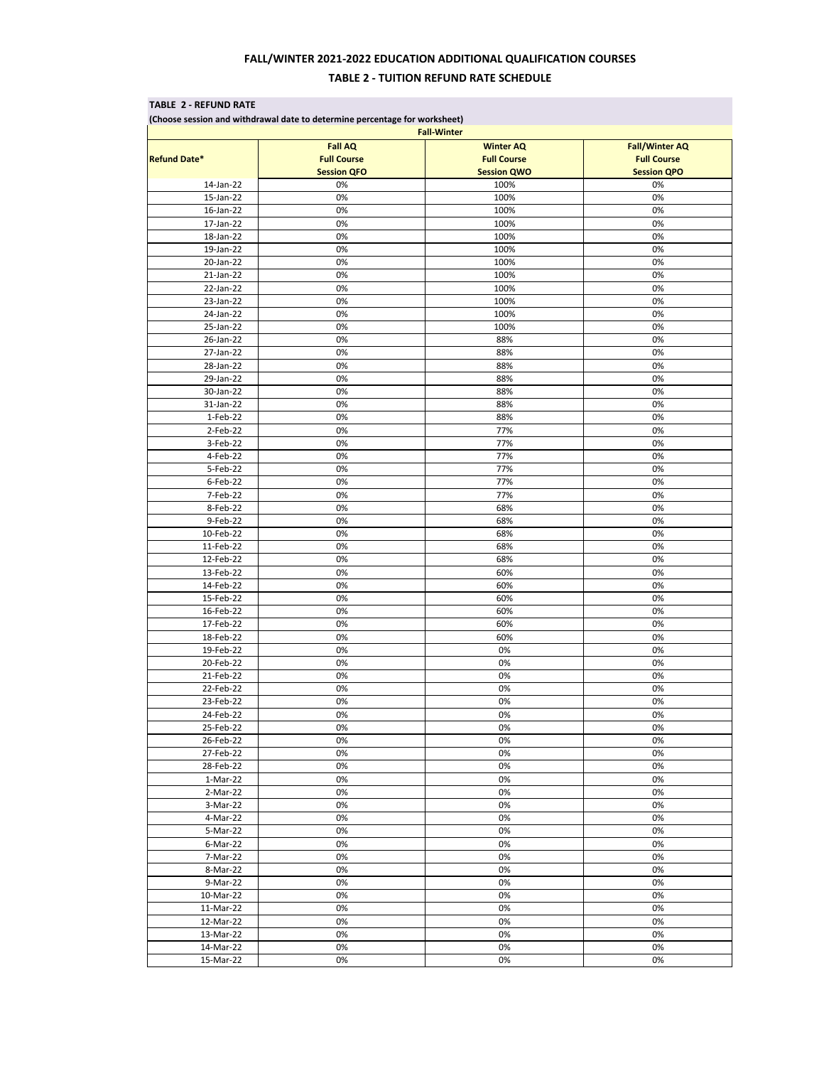# FALL/WINTER 2021-2022 EDUCATION ADDITIONAL QUALIFICATION COURSES

## TABLE 2 - TUITION REFUND RATE SCHEDULE

**TABLE 2 - REFUND RATE**

**(Choose session and withdrawal date to determine percentage for worksheet)**

| | Fall-Winter | | |
|---|---|---|---|
| **Refund Date*** | **Fall AQ Full Course Session QFO** | **Winter AQ Full Course Session QWO** | **Fall/Winter AQ Full Course Session QPO** |
| 14-Jan-22 | 0% | 100% | 0% |
| 15-Jan-22 | 0% | 100% | 0% |
| 16-Jan-22 | 0% | 100% | 0% |
| 17-Jan-22 | 0% | 100% | 0% |
| 18-Jan-22 | 0% | 100% | 0% |
| 19-Jan-22 | 0% | 100% | 0% |
| 20-Jan-22 | 0% | 100% | 0% |
| 21-Jan-22 | 0% | 100% | 0% |
| 22-Jan-22 | 0% | 100% | 0% |
| 23-Jan-22 | 0% | 100% | 0% |
| 24-Jan-22 | 0% | 100% | 0% |
| 25-Jan-22 | 0% | 100% | 0% |
| 26-Jan-22 | 0% | 88% | 0% |
| 27-Jan-22 | 0% | 88% | 0% |
| 28-Jan-22 | 0% | 88% | 0% |
| 29-Jan-22 | 0% | 88% | 0% |
| 30-Jan-22 | 0% | 88% | 0% |
| 31-Jan-22 | 0% | 88% | 0% |
| 1-Feb-22 | 0% | 88% | 0% |
| 2-Feb-22 | 0% | 77% | 0% |
| 3-Feb-22 | 0% | 77% | 0% |
| 4-Feb-22 | 0% | 77% | 0% |
| 5-Feb-22 | 0% | 77% | 0% |
| 6-Feb-22 | 0% | 77% | 0% |
| 7-Feb-22 | 0% | 77% | 0% |
| 8-Feb-22 | 0% | 68% | 0% |
| 9-Feb-22 | 0% | 68% | 0% |
| 10-Feb-22 | 0% | 68% | 0% |
| 11-Feb-22 | 0% | 68% | 0% |
| 12-Feb-22 | 0% | 68% | 0% |
| 13-Feb-22 | 0% | 60% | 0% |
| 14-Feb-22 | 0% | 60% | 0% |
| 15-Feb-22 | 0% | 60% | 0% |
| 16-Feb-22 | 0% | 60% | 0% |
| 17-Feb-22 | 0% | 60% | 0% |
| 18-Feb-22 | 0% | 60% | 0% |
| 19-Feb-22 | 0% | 0% | 0% |
| 20-Feb-22 | 0% | 0% | 0% |
| 21-Feb-22 | 0% | 0% | 0% |
| 22-Feb-22 | 0% | 0% | 0% |
| 23-Feb-22 | 0% | 0% | 0% |
| 24-Feb-22 | 0% | 0% | 0% |
| 25-Feb-22 | 0% | 0% | 0% |
| 26-Feb-22 | 0% | 0% | 0% |
| 27-Feb-22 | 0% | 0% | 0% |
| 28-Feb-22 | 0% | 0% | 0% |
| 1-Mar-22 | 0% | 0% | 0% |
| 2-Mar-22 | 0% | 0% | 0% |
| 3-Mar-22 | 0% | 0% | 0% |
| 4-Mar-22 | 0% | 0% | 0% |
| 5-Mar-22 | 0% | 0% | 0% |
| 6-Mar-22 | 0% | 0% | 0% |
| 7-Mar-22 | 0% | 0% | 0% |
| 8-Mar-22 | 0% | 0% | 0% |
| 9-Mar-22 | 0% | 0% | 0% |
| 10-Mar-22 | 0% | 0% | 0% |
| 11-Mar-22 | 0% | 0% | 0% |
| 12-Mar-22 | 0% | 0% | 0% |
| 13-Mar-22 | 0% | 0% | 0% |
| 14-Mar-22 | 0% | 0% | 0% |
| 15-Mar-22 | 0% | 0% | 0% |